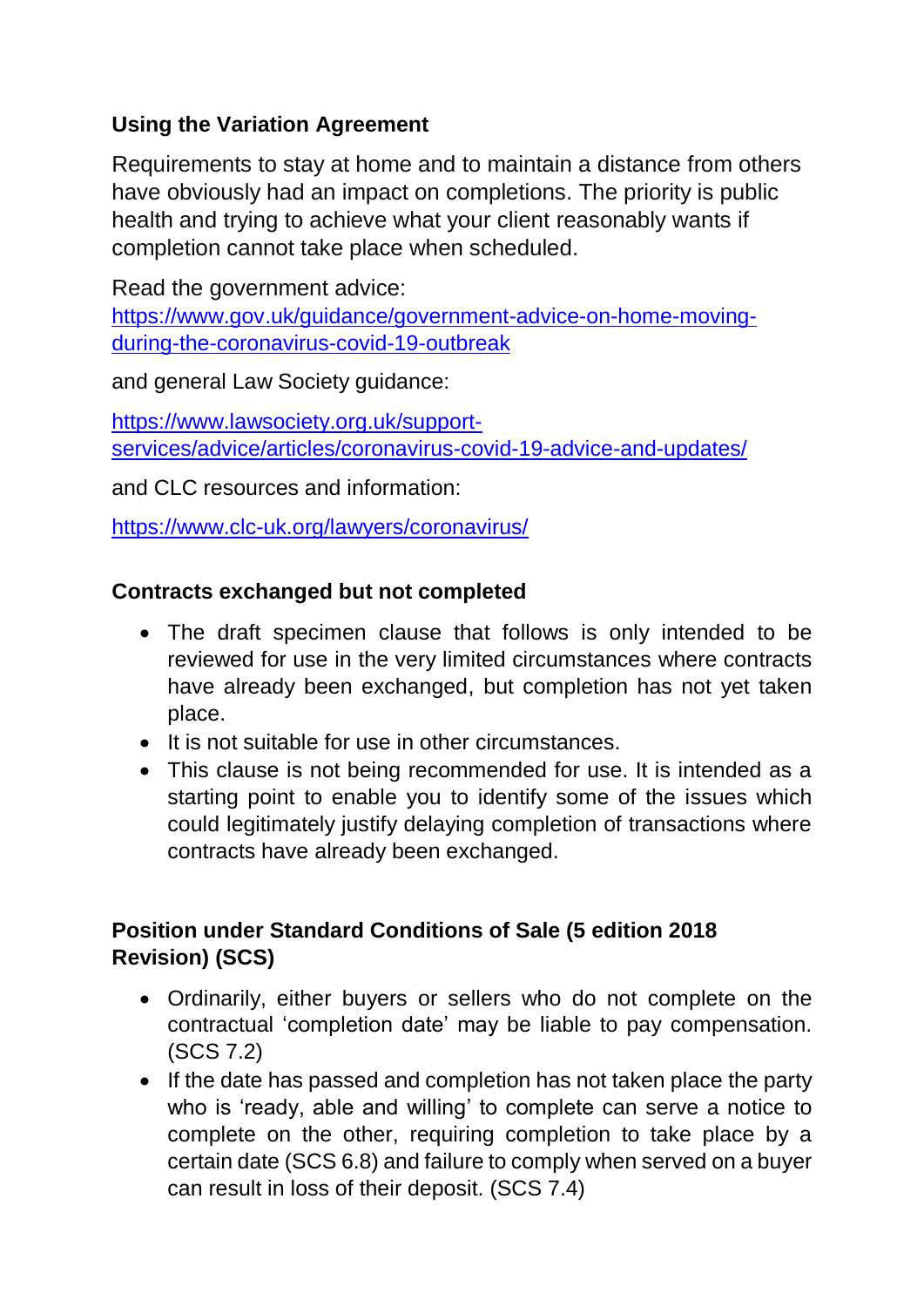**Using the Variation Agreement**

Requirements to stay at home and to maintain a distance from others have obviously had an impact on completions. The priority is public health and trying to achieve what your client reasonably wants if completion cannot take place when scheduled.

Read the government advice: https://www.gov.uk/guidance/government-advice-on-home-moving-during-the-coronavirus-covid-19-outbreak

and general Law Society guidance:

https://www.lawsociety.org.uk/support-services/advice/articles/coronavirus-covid-19-advice-and-updates/

and CLC resources and information:

https://www.clc-uk.org/lawyers/coronavirus/

**Contracts exchanged but not completed**

- The draft specimen clause that follows is only intended to be reviewed for use in the very limited circumstances where contracts have already been exchanged, but completion has not yet taken place.
- It is not suitable for use in other circumstances.
- This clause is not being recommended for use. It is intended as a starting point to enable you to identify some of the issues which could legitimately justify delaying completion of transactions where contracts have already been exchanged.

**Position under Standard Conditions of Sale (5 edition 2018 Revision) (SCS)**

- Ordinarily, either buyers or sellers who do not complete on the contractual 'completion date' may be liable to pay compensation. (SCS 7.2)
- If the date has passed and completion has not taken place the party who is 'ready, able and willing' to complete can serve a notice to complete on the other, requiring completion to take place by a certain date (SCS 6.8) and failure to comply when served on a buyer can result in loss of their deposit. (SCS 7.4)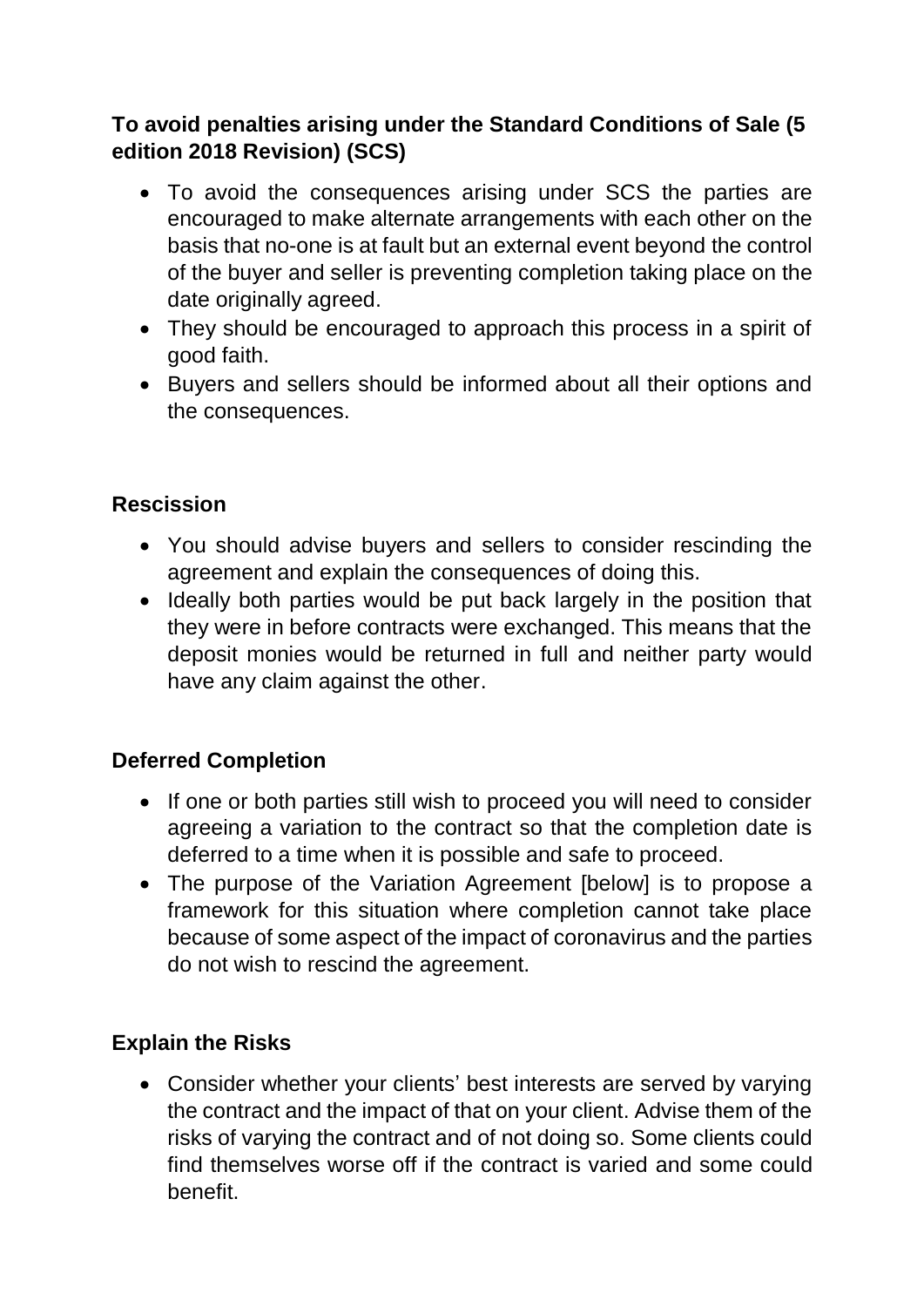**To avoid penalties arising under the Standard Conditions of Sale (5 edition 2018 Revision) (SCS)**

- To avoid the consequences arising under SCS the parties are encouraged to make alternate arrangements with each other on the basis that no-one is at fault but an external event beyond the control of the buyer and seller is preventing completion taking place on the date originally agreed.
- They should be encouraged to approach this process in a spirit of good faith.
- Buyers and sellers should be informed about all their options and the consequences.

**Rescission**

- You should advise buyers and sellers to consider rescinding the agreement and explain the consequences of doing this.
- Ideally both parties would be put back largely in the position that they were in before contracts were exchanged. This means that the deposit monies would be returned in full and neither party would have any claim against the other.

**Deferred Completion**

- If one or both parties still wish to proceed you will need to consider agreeing a variation to the contract so that the completion date is deferred to a time when it is possible and safe to proceed.
- The purpose of the Variation Agreement [below] is to propose a framework for this situation where completion cannot take place because of some aspect of the impact of coronavirus and the parties do not wish to rescind the agreement.

**Explain the Risks**

- Consider whether your clients' best interests are served by varying the contract and the impact of that on your client. Advise them of the risks of varying the contract and of not doing so. Some clients could find themselves worse off if the contract is varied and some could benefit.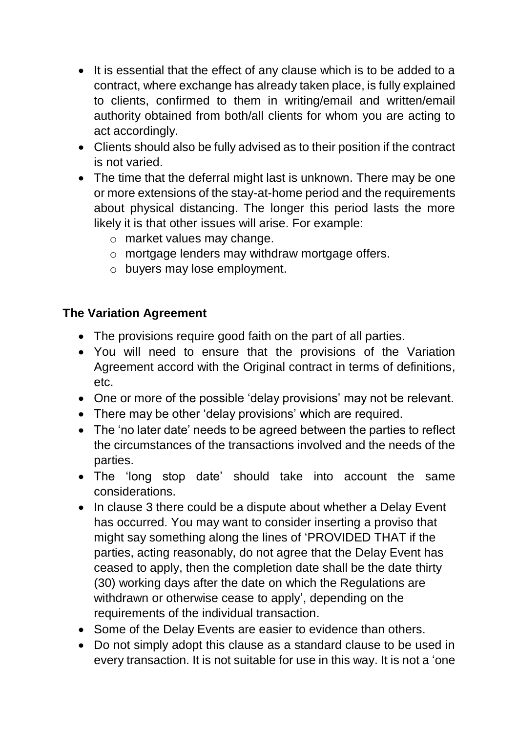- It is essential that the effect of any clause which is to be added to a contract, where exchange has already taken place, is fully explained to clients, confirmed to them in writing/email and written/email authority obtained from both/all clients for whom you are acting to act accordingly.
- Clients should also be fully advised as to their position if the contract is not varied.
- The time that the deferral might last is unknown. There may be one or more extensions of the stay-at-home period and the requirements about physical distancing. The longer this period lasts the more likely it is that other issues will arise. For example:
  - market values may change.
  - mortgage lenders may withdraw mortgage offers.
  - buyers may lose employment.

**The Variation Agreement**

- The provisions require good faith on the part of all parties.
- You will need to ensure that the provisions of the Variation Agreement accord with the Original contract in terms of definitions, etc.
- One or more of the possible 'delay provisions' may not be relevant.
- There may be other 'delay provisions' which are required.
- The 'no later date' needs to be agreed between the parties to reflect the circumstances of the transactions involved and the needs of the parties.
- The 'long stop date' should take into account the same considerations.
- In clause 3 there could be a dispute about whether a Delay Event has occurred. You may want to consider inserting a proviso that might say something along the lines of 'PROVIDED THAT if the parties, acting reasonably, do not agree that the Delay Event has ceased to apply, then the completion date shall be the date thirty (30) working days after the date on which the Regulations are withdrawn or otherwise cease to apply', depending on the requirements of the individual transaction.
- Some of the Delay Events are easier to evidence than others.
- Do not simply adopt this clause as a standard clause to be used in every transaction. It is not suitable for use in this way. It is not a 'one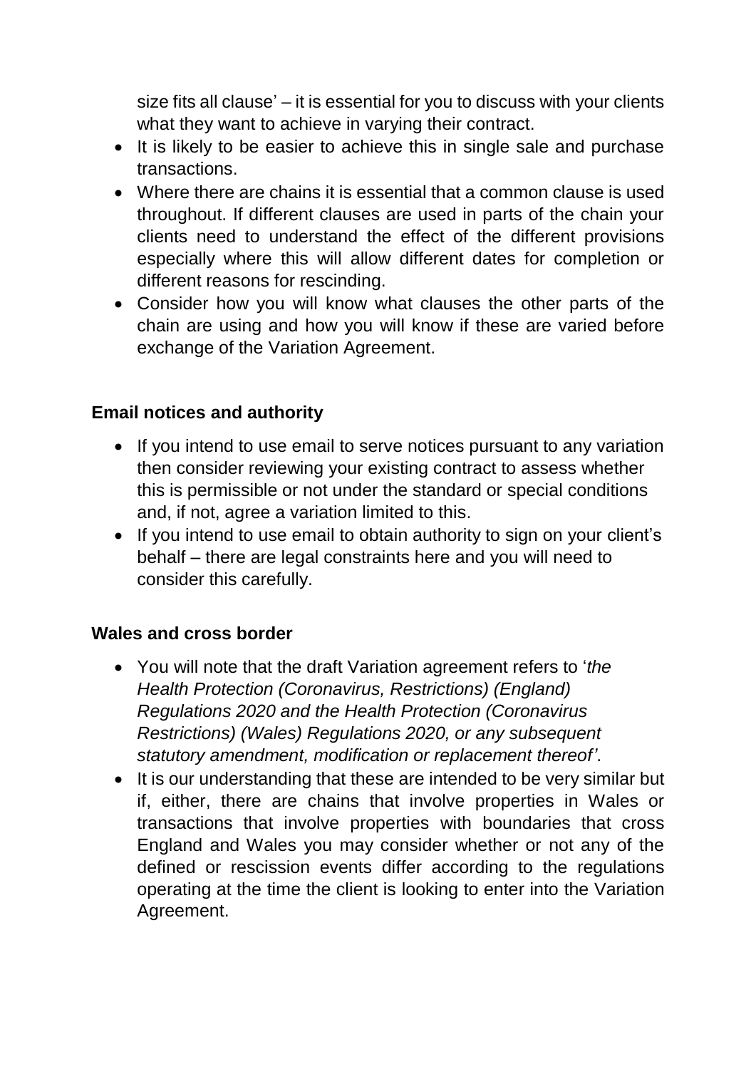size fits all clause' – it is essential for you to discuss with your clients what they want to achieve in varying their contract.

- It is likely to be easier to achieve this in single sale and purchase transactions.
- Where there are chains it is essential that a common clause is used throughout. If different clauses are used in parts of the chain your clients need to understand the effect of the different provisions especially where this will allow different dates for completion or different reasons for rescinding.
- Consider how you will know what clauses the other parts of the chain are using and how you will know if these are varied before exchange of the Variation Agreement.

**Email notices and authority**

- If you intend to use email to serve notices pursuant to any variation then consider reviewing your existing contract to assess whether this is permissible or not under the standard or special conditions and, if not, agree a variation limited to this.
- If you intend to use email to obtain authority to sign on your client's behalf – there are legal constraints here and you will need to consider this carefully.

**Wales and cross border**

- You will note that the draft Variation agreement refers to '*the Health Protection (Coronavirus, Restrictions) (England) Regulations 2020 and the Health Protection (Coronavirus Restrictions) (Wales) Regulations 2020, or any subsequent statutory amendment, modification or replacement thereof'*.
- It is our understanding that these are intended to be very similar but if, either, there are chains that involve properties in Wales or transactions that involve properties with boundaries that cross England and Wales you may consider whether or not any of the defined or rescission events differ according to the regulations operating at the time the client is looking to enter into the Variation Agreement.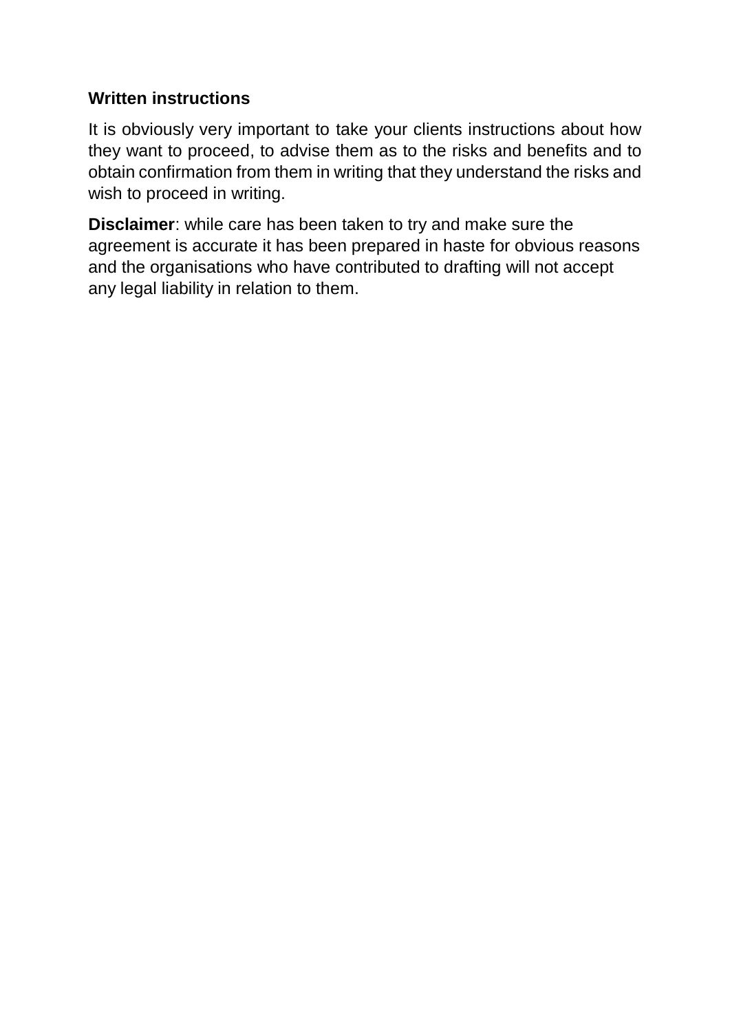**Written instructions**

It is obviously very important to take your clients instructions about how they want to proceed, to advise them as to the risks and benefits and to obtain confirmation from them in writing that they understand the risks and wish to proceed in writing.

**Disclaimer**: while care has been taken to try and make sure the agreement is accurate it has been prepared in haste for obvious reasons and the organisations who have contributed to drafting will not accept any legal liability in relation to them.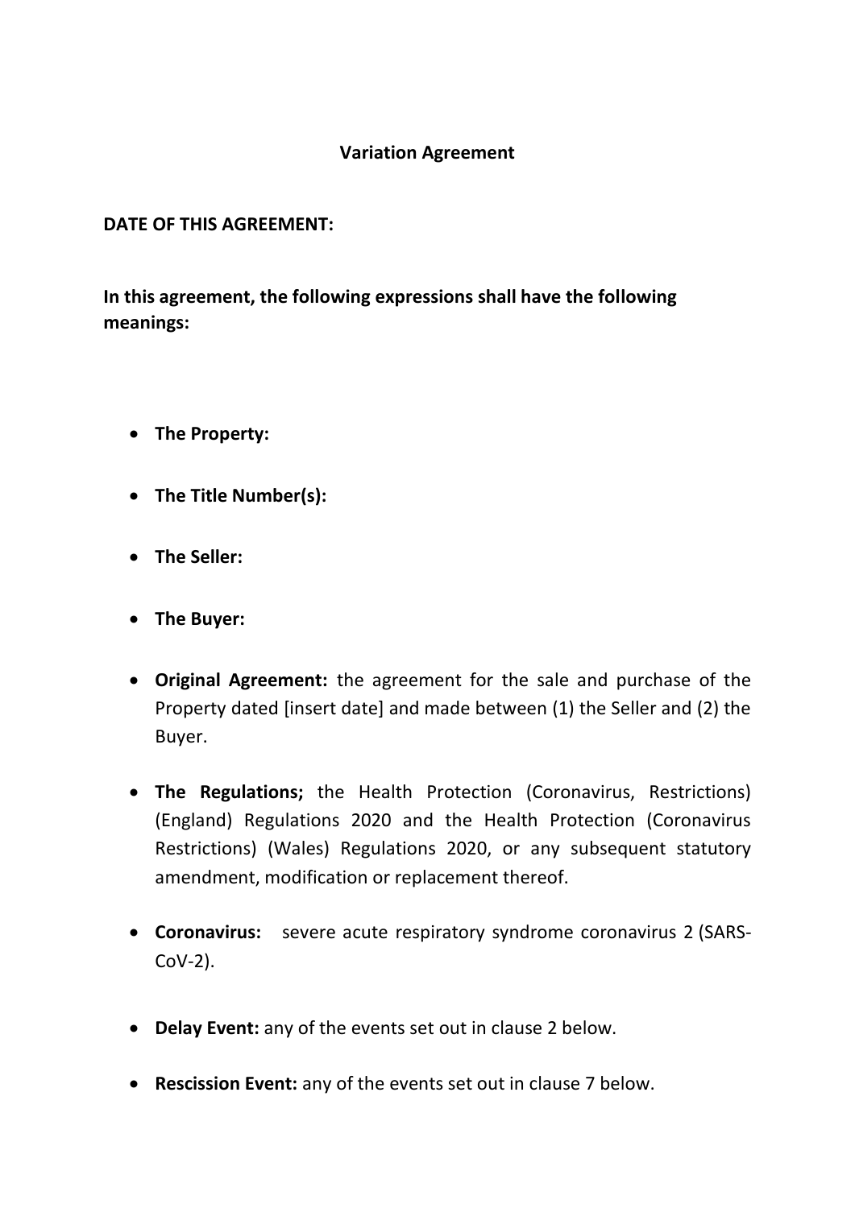**Variation Agreement**

**DATE OF THIS AGREEMENT:**

**In this agreement, the following expressions shall have the following meanings:**

- **The Property:**
- **The Title Number(s):**
- **The Seller:**
- **The Buyer:**
- **Original Agreement:** the agreement for the sale and purchase of the Property dated [insert date] and made between (1) the Seller and (2) the Buyer.
- **The Regulations;** the Health Protection (Coronavirus, Restrictions) (England) Regulations 2020 and the Health Protection (Coronavirus Restrictions) (Wales) Regulations 2020, or any subsequent statutory amendment, modification or replacement thereof.
- **Coronavirus:** severe acute respiratory syndrome coronavirus 2 (SARS-CoV-2).
- **Delay Event:** any of the events set out in clause 2 below.
- **Rescission Event:** any of the events set out in clause 7 below.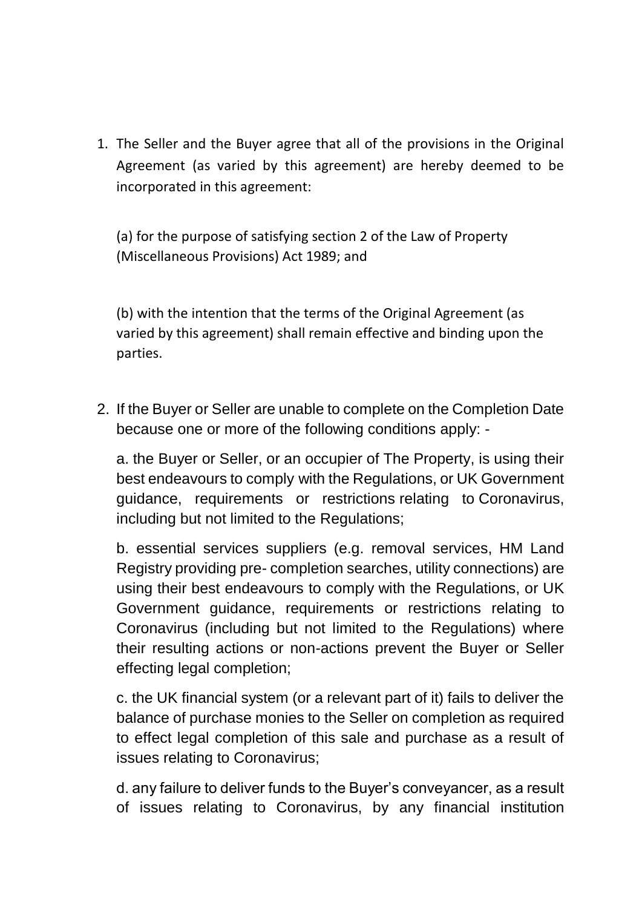1. The Seller and the Buyer agree that all of the provisions in the Original Agreement (as varied by this agreement) are hereby deemed to be incorporated in this agreement:

   (a) for the purpose of satisfying section 2 of the Law of Property (Miscellaneous Provisions) Act 1989; and

   (b) with the intention that the terms of the Original Agreement (as varied by this agreement) shall remain effective and binding upon the parties.

2. If the Buyer or Seller are unable to complete on the Completion Date because one or more of the following conditions apply: -

   a. the Buyer or Seller, or an occupier of The Property, is using their best endeavours to comply with the Regulations, or UK Government guidance, requirements or restrictions relating to Coronavirus, including but not limited to the Regulations;

   b. essential services suppliers (e.g. removal services, HM Land Registry providing pre- completion searches, utility connections) are using their best endeavours to comply with the Regulations, or UK Government guidance, requirements or restrictions relating to Coronavirus (including but not limited to the Regulations) where their resulting actions or non-actions prevent the Buyer or Seller effecting legal completion;

   c. the UK financial system (or a relevant part of it) fails to deliver the balance of purchase monies to the Seller on completion as required to effect legal completion of this sale and purchase as a result of issues relating to Coronavirus;

   d. any failure to deliver funds to the Buyer's conveyancer, as a result of issues relating to Coronavirus, by any financial institution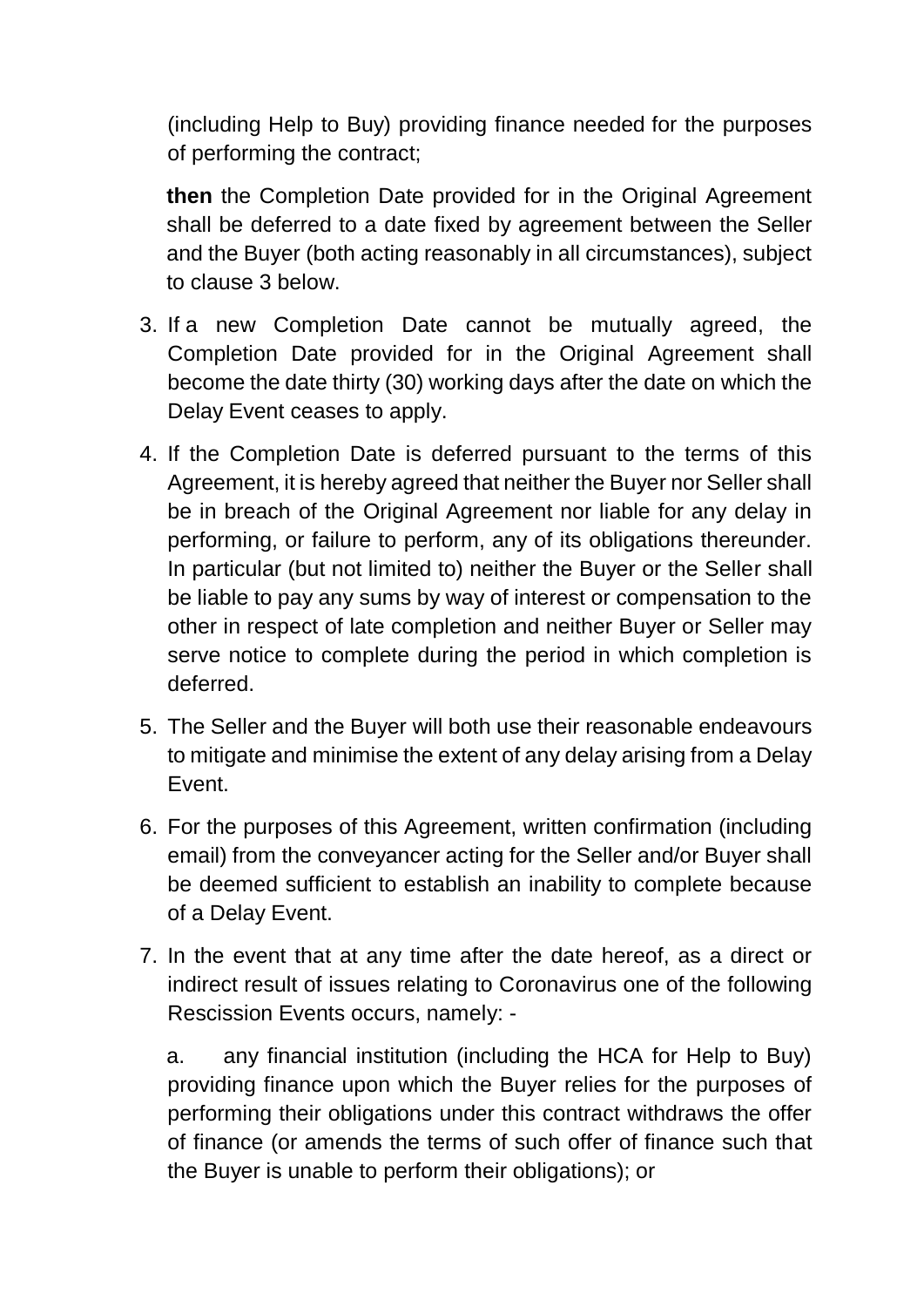(including Help to Buy) providing finance needed for the purposes of performing the contract;

**then** the Completion Date provided for in the Original Agreement shall be deferred to a date fixed by agreement between the Seller and the Buyer (both acting reasonably in all circumstances), subject to clause 3 below.

3. If a new Completion Date cannot be mutually agreed, the Completion Date provided for in the Original Agreement shall become the date thirty (30) working days after the date on which the Delay Event ceases to apply.
4. If the Completion Date is deferred pursuant to the terms of this Agreement, it is hereby agreed that neither the Buyer nor Seller shall be in breach of the Original Agreement nor liable for any delay in performing, or failure to perform, any of its obligations thereunder. In particular (but not limited to) neither the Buyer or the Seller shall be liable to pay any sums by way of interest or compensation to the other in respect of late completion and neither Buyer or Seller may serve notice to complete during the period in which completion is deferred.
5. The Seller and the Buyer will both use their reasonable endeavours to mitigate and minimise the extent of any delay arising from a Delay Event.
6. For the purposes of this Agreement, written confirmation (including email) from the conveyancer acting for the Seller and/or Buyer shall be deemed sufficient to establish an inability to complete because of a Delay Event.
7. In the event that at any time after the date hereof, as a direct or indirect result of issues relating to Coronavirus one of the following Rescission Events occurs, namely: -

   a. any financial institution (including the HCA for Help to Buy) providing finance upon which the Buyer relies for the purposes of performing their obligations under this contract withdraws the offer of finance (or amends the terms of such offer of finance such that the Buyer is unable to perform their obligations); or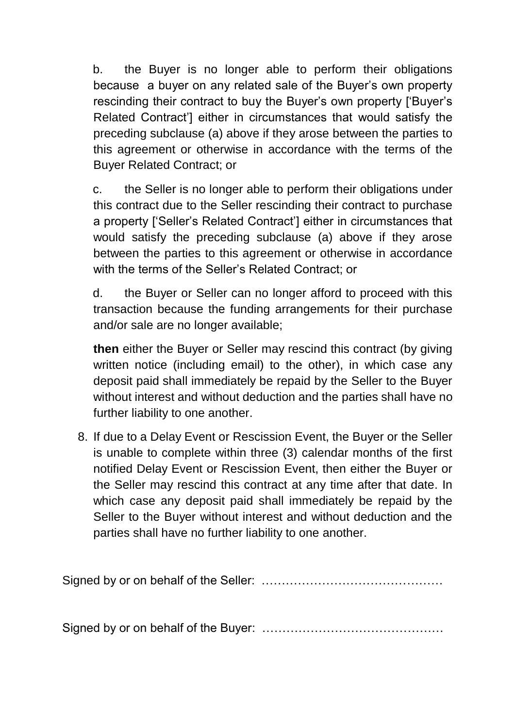b. the Buyer is no longer able to perform their obligations because a buyer on any related sale of the Buyer's own property rescinding their contract to buy the Buyer's own property ['Buyer's Related Contract'] either in circumstances that would satisfy the preceding subclause (a) above if they arose between the parties to this agreement or otherwise in accordance with the terms of the Buyer Related Contract; or

c. the Seller is no longer able to perform their obligations under this contract due to the Seller rescinding their contract to purchase a property ['Seller's Related Contract'] either in circumstances that would satisfy the preceding subclause (a) above if they arose between the parties to this agreement or otherwise in accordance with the terms of the Seller's Related Contract; or

d. the Buyer or Seller can no longer afford to proceed with this transaction because the funding arrangements for their purchase and/or sale are no longer available;

**then** either the Buyer or Seller may rescind this contract (by giving written notice (including email) to the other), in which case any deposit paid shall immediately be repaid by the Seller to the Buyer without interest and without deduction and the parties shall have no further liability to one another.

8. If due to a Delay Event or Rescission Event, the Buyer or the Seller is unable to complete within three (3) calendar months of the first notified Delay Event or Rescission Event, then either the Buyer or the Seller may rescind this contract at any time after that date. In which case any deposit paid shall immediately be repaid by the Seller to the Buyer without interest and without deduction and the parties shall have no further liability to one another.

Signed by or on behalf of the Seller: ………………………………………

Signed by or on behalf of the Buyer: ………………………………………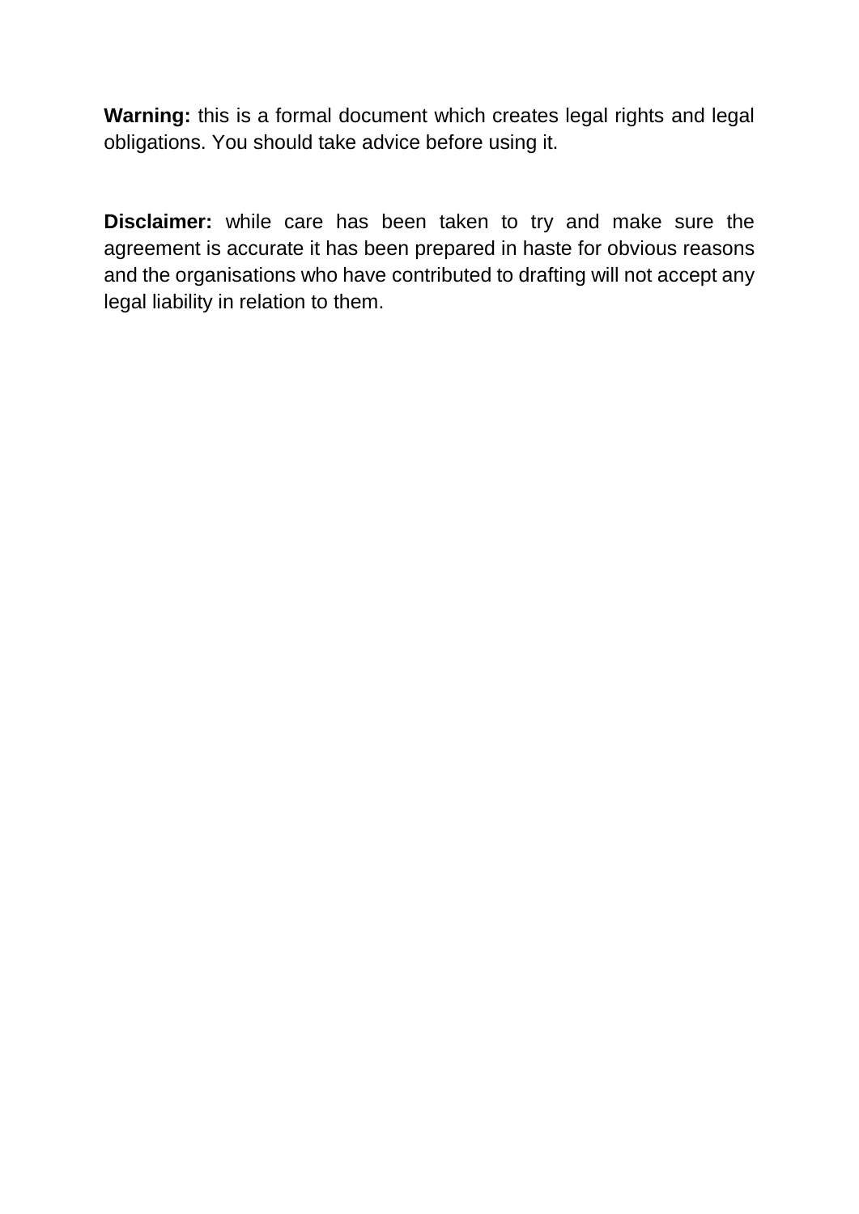**Warning:** this is a formal document which creates legal rights and legal obligations. You should take advice before using it.

**Disclaimer:** while care has been taken to try and make sure the agreement is accurate it has been prepared in haste for obvious reasons and the organisations who have contributed to drafting will not accept any legal liability in relation to them.